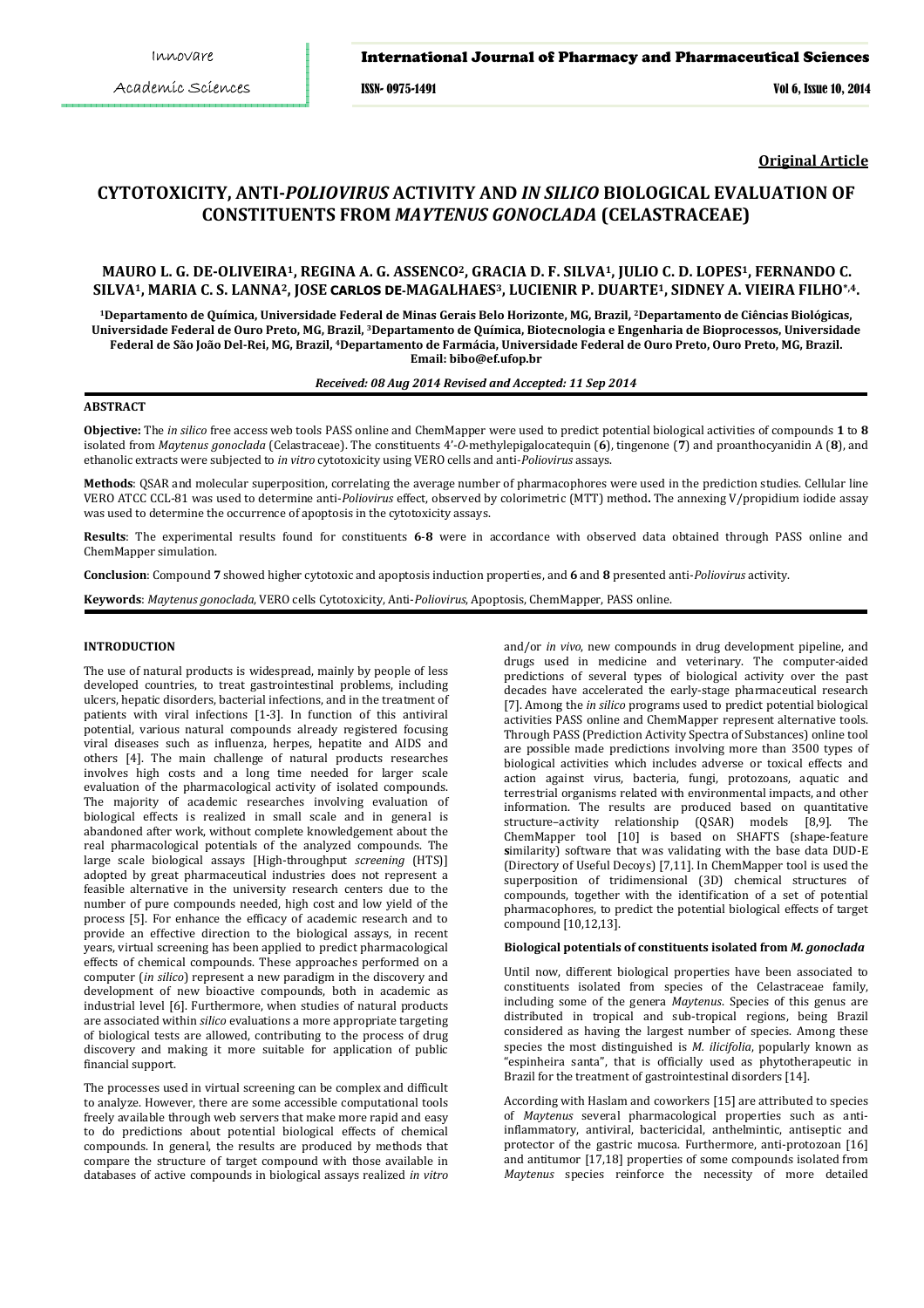**Original Article**

# CYTOTOXICITY, ANTI-*POLIOVIRUS* ACTIVITY AND *IN SILICO* BIOLOGICAL EVALUATION OF CONSTITUENTS FROM *MAYTENUS GONOCLADA* (CELASTRACEAE)

**MAURO L. G. DE-OLIVEIRA[1], REGINA A. G. ASSENCO[2], GRACIA D. F. SILVA[1], JULIO C. D. LOPES[1], FERNANDO C. SILVA[1], MARIA C. S. LANNA[2], JOSE CARLOS DE-MAGALHAES[3], LUCIENIR P. DUARTE[1], SIDNEY A. VIEIRA FILHO*[4].**

[1]Departamento de Química, Universidade Federal de Minas Gerais Belo Horizonte, MG, Brazil, [2]Departamento de Ciências Biológicas, Universidade Federal de Ouro Preto, MG, Brazil, [3]Departamento de Química, Biotecnologia e Engenharia de Bioprocessos, Universidade Federal de São João Del-Rei, MG, Brazil, [4]Departamento de Farmácia, Universidade Federal de Ouro Preto, Ouro Preto, MG, Brazil.
Email: bibo@ef.ufop.br

*Received: 08 Aug 2014 Revised and Accepted: 11 Sep 2014*

## ABSTRACT

**Objective:** The *in silico* free access web tools PASS online and ChemMapper were used to predict potential biological activities of compounds **1** to **8** isolated from *Maytenus gonoclada* (Celastraceae). The constituents 4'-*O*-methylepigalocatequin (**6**), tingenone (**7**) and proanthocyanidin A (**8**), and ethanolic extracts were subjected to *in vitro* cytotoxicity using VERO cells and anti-*Poliovirus* assays.

**Methods**: QSAR and molecular superposition, correlating the average number of pharmacophores were used in the prediction studies. Cellular line VERO ATCC CCL-81 was used to determine anti-*Poliovirus* effect, observed by colorimetric (MTT) method**.** The annexing V/propidium iodide assay was used to determine the occurrence of apoptosis in the cytotoxicity assays.

**Results**: The experimental results found for constituents **6**-**8** were in accordance with observed data obtained through PASS online and ChemMapper simulation.

**Conclusion**: Compound **7** showed higher cytotoxic and apoptosis induction properties, and **6** and **8** presented anti-*Poliovirus* activity.

**Keywords**: *Maytenus gonoclada*, VERO cells Cytotoxicity, Anti-*Poliovirus*, Apoptosis, ChemMapper, PASS online.

## INTRODUCTION

The use of natural products is widespread, mainly by people of less developed countries, to treat gastrointestinal problems, including ulcers, hepatic disorders, bacterial infections, and in the treatment of patients with viral infections [1-3]. In function of this antiviral potential, various natural compounds already registered focusing viral diseases such as influenza, herpes, hepatite and AIDS and others [4]. The main challenge of natural products researches involves high costs and a long time needed for larger scale evaluation of the pharmacological activity of isolated compounds. The majority of academic researches involving evaluation of biological effects is realized in small scale and in general is abandoned after work, without complete knowledgement about the real pharmacological potentials of the analyzed compounds. The large scale biological assays [High-throughput *screening* (HTS)] adopted by great pharmaceutical industries does not represent a feasible alternative in the university research centers due to the number of pure compounds needed, high cost and low yield of the process [5]. For enhance the efficacy of academic research and to provide an effective direction to the biological assays, in recent years, virtual screening has been applied to predict pharmacological effects of chemical compounds. These approaches performed on a computer (*in silico*) represent a new paradigm in the discovery and development of new bioactive compounds, both in academic as industrial level [6]. Furthermore, when studies of natural products are associated within *silico* evaluations a more appropriate targeting of biological tests are allowed, contributing to the process of drug discovery and making it more suitable for application of public financial support.

The processes used in virtual screening can be complex and difficult to analyze. However, there are some accessible computational tools freely available through web servers that make more rapid and easy to do predictions about potential biological effects of chemical compounds. In general, the results are produced by methods that compare the structure of target compound with those available in databases of active compounds in biological assays realized *in vitro* and/or *in vivo*, new compounds in drug development pipeline, and drugs used in medicine and veterinary. The computer-aided predictions of several types of biological activity over the past decades have accelerated the early-stage pharmaceutical research [7]. Among the *in silico* programs used to predict potential biological activities PASS online and ChemMapper represent alternative tools. Through PASS (Prediction Activity Spectra of Substances) online tool are possible made predictions involving more than 3500 types of biological activities which includes adverse or toxical effects and action against virus, bacteria, fungi, protozoans, aquatic and terrestrial organisms related with environmental impacts, and other information. The results are produced based on quantitative structure–activity relationship (QSAR) models [8,9]. The ChemMapper tool [10] is based on SHAFTS (shape-feature **s**imilarity) software that was validating with the base data DUD-E (Directory of Useful Decoys) [7,11]. In ChemMapper tool is used the superposition of tridimensional (3D) chemical structures of compounds, together with the identification of a set of potential pharmacophores, to predict the potential biological effects of target compound [10,12,13].

### Biological potentials of constituents isolated from *M. gonoclada*

Until now, different biological properties have been associated to constituents isolated from species of the Celastraceae family, including some of the genera *Maytenus*. Species of this genus are distributed in tropical and sub-tropical regions, being Brazil considered as having the largest number of species. Among these species the most distinguished is *M. ilicifolia*, popularly known as "espinheira santa", that is officially used as phytotherapeutic in Brazil for the treatment of gastrointestinal disorders [14].

According with Haslam and coworkers [15] are attributed to species of *Maytenus* several pharmacological properties such as anti-inflammatory, antiviral, bactericidal, anthelmintic, antiseptic and protector of the gastric mucosa. Furthermore, anti-protozoan [16] and antitumor [17,18] properties of some compounds isolated from *Maytenus* species reinforce the necessity of more detailed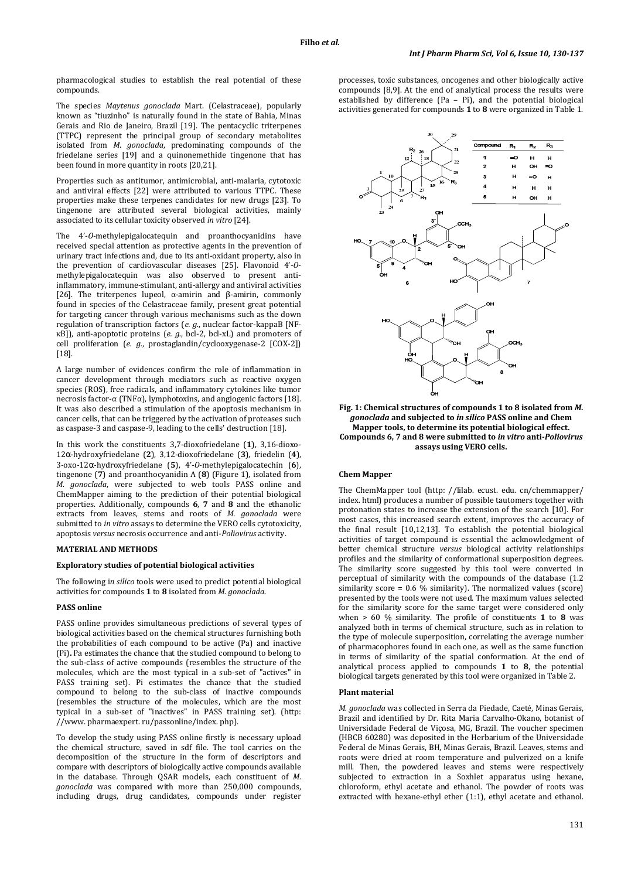pharmacological studies to establish the real potential of these compounds.

The species *Maytenus gonoclada* Mart. (Celastraceae), popularly known as "tiuzinho" is naturally found in the state of Bahia, Minas Gerais and Rio de Janeiro, Brazil [19]. The pentacyclic triterpenes (TTPC) represent the principal group of secondary metabolites isolated from *M. gonoclada*, predominating compounds of the friedelane series [19] and a quinonemethide tingenone that has been found in more quantity in roots [20,21].

Properties such as antitumor, antimicrobial, anti-malaria, cytotoxic and antiviral effects [22] were attributed to various TTPC. These properties make these terpenes candidates for new drugs [23]. To tingenone are attributed several biological activities, mainly associated to its cellular toxicity observed *in vitro* [24].

The 4'-*O*-methylepigalocatequin and proanthocyanidins have received special attention as protective agents in the prevention of urinary tract infections and, due to its anti-oxidant property, also in the prevention of cardiovascular diseases [25]. Flavonoid 4'-*O*-methylepigalocatequin was also observed to present anti-inflammatory, immune-stimulant, anti-allergy and antiviral activities [26]. The triterpenes lupeol, α-amirin and β-amirin, commonly found in species of the Celastraceae family, present great potential for targeting cancer through various mechanisms such as the down regulation of transcription factors (*e. g*., nuclear factor-kappaB [NF-κB]), anti-apoptotic proteins (*e. g*., bcl-2, bcl-xL) and promoters of cell proliferation (*e. g*., prostaglandin/cyclooxygenase-2 [COX-2]) [18].

A large number of evidences confirm the role of inflammation in cancer development through mediators such as reactive oxygen species (ROS), free radicals, and inflammatory cytokines like tumor necrosis factor-α (TNFα), lymphotoxins, and angiogenic factors [18]. It was also described a stimulation of the apoptosis mechanism in cancer cells, that can be triggered by the activation of proteases such as caspase-3 and caspase-9, leading to the cells' destruction [18].

In this work the constituents 3,7-dioxofriedelane (**1**), 3,16-dioxo-12α-hydroxyfriedelane (**2**), 3,12-dioxofriedelane (**3**), friedelin (**4**), 3-oxo-12α-hydroxyfriedelane (**5**), 4'-*O*-methylepigalocatechin (**6**), tingenone (**7**) and proanthocyanidin A (**8**) (Figure 1), isolated from *M. gonoclada*, were subjected to web tools PASS online and ChemMapper aiming to the prediction of their potential biological properties. Additionally, compounds **6**, **7** and **8** and the ethanolic extracts from leaves, stems and roots of *M. gonoclada* were submitted to *in vitro* assays to determine the VERO cells cytotoxicity, apoptosis *versus* necrosis occurrence and anti-*Poliovirus* activity.

## MATERIAL AND METHODS

### Exploratory studies of potential biological activities

The following i*n silico* tools were used to predict potential biological activities for compounds **1** to **8** isolated from *M. gonoclada*.

### PASS online

PASS online provides simultaneous predictions of several types of biological activities based on the chemical structures furnishing both the probabilities of each compound to be active (Pa) and inactive (Pi). Pa estimates the chance that the studied compound to belong to the sub-class of active compounds (resembles the structure of the molecules, which are the most typical in a sub-set of "actives" in PASS training set). Pi estimates the chance that the studied compound to belong to the sub-class of inactive compounds (resembles the structure of the molecules, which are the most typical in a sub-set of "inactives" in PASS training set). (http: //www. pharmaexpert. ru/passonline/index. php).

To develop the study using PASS online firstly is necessary upload the chemical structure, saved in sdf file. The tool carries on the decomposition of the structure in the form of descriptors and compare with descriptors of biologically active compounds available in the database. Through QSAR models, each constituent of *M. gonoclada* was compared with more than 250,000 compounds, including drugs, drug candidates, compounds under register processes, toxic substances, oncogenes and other biologically active compounds [8,9]. At the end of analytical process the results were established by difference (Pa – Pi), and the potential biological activities generated for compounds **1** to **8** were organized in Table 1.

| Compound | $R_1$ | $R_2$ | $R_3$ |
|---|---|---|---|
| 1 | =O | H | H |
| 2 | H | OH | =O |
| 3 | H | =O | H |
| 4 | H | H | H |
| 5 | H | OH | H |

**Fig. 1: Chemical structures of compounds 1 to 8 isolated from *M. gonoclada* and subjected to *in silico* PASS online and Chem Mapper tools, to determine its potential biological effect. Compounds 6, 7 and 8 were submitted to *in vitro* anti-*Poliovirus* assays using VERO cells.**

### Chem Mapper

The ChemMapper tool (http: //lilab. ecust. edu. cn/chemmapper/ index. html) produces a number of possible tautomers together with protonation states to increase the extension of the search [10]. For most cases, this increased search extent, improves the accuracy of the final result [10,12,13]. To establish the potential biological activities of target compound is essential the acknowledgment of better chemical structure *versus* biological activity relationships profiles and the similarity of conformational superposition degrees. The similarity score suggested by this tool were converted in perceptual of similarity with the compounds of the database (1.2 similarity score = 0.6 % similarity). The normalized values (score) presented by the tools were not used. The maximum values selected for the similarity score for the same target were considered only when > 60 % similarity. The profile of constituents **1** to **8** was analyzed both in terms of chemical structure, such as in relation to the type of molecule superposition, correlating the average number of pharmacophores found in each one, as well as the same function in terms of similarity of the spatial conformation. At the end of analytical process applied to compounds **1** to **8**, the potential biological targets generated by this tool were organized in Table 2.

### Plant material

*M. gonoclada* was collected in Serra da Piedade, Caeté, Minas Gerais, Brazil and identified by Dr. Rita Maria Carvalho-Okano, botanist of Universidade Federal de Viçosa, MG, Brazil. The voucher specimen (HBCB 60280) was deposited in the Herbarium of the Universidade Federal de Minas Gerais, BH, Minas Gerais, Brazil. Leaves, stems and roots were dried at room temperature and pulverized on a knife mill. Then, the powdered leaves and stems were respectively subjected to extraction in a Soxhlet apparatus using hexane, chloroform, ethyl acetate and ethanol. The powder of roots was extracted with hexane-ethyl ether (1:1), ethyl acetate and ethanol.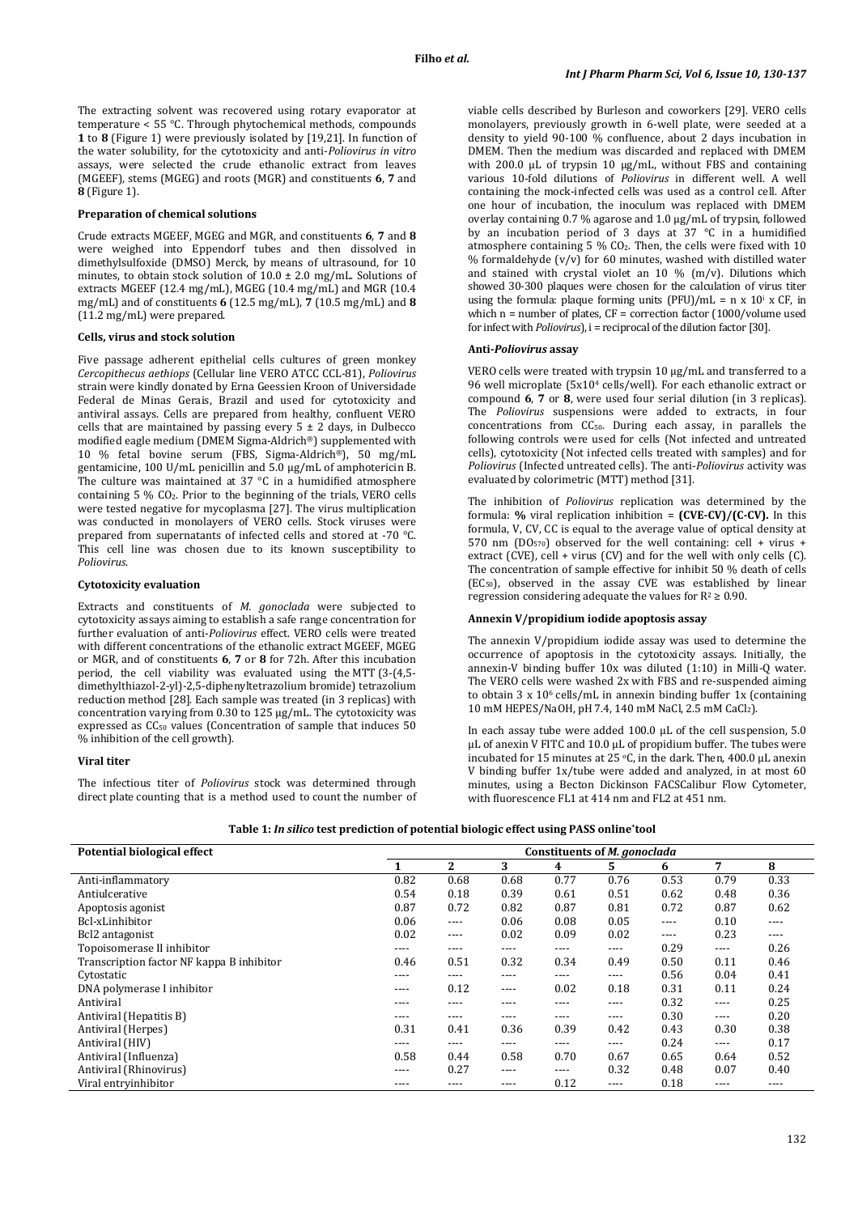The extracting solvent was recovered using rotary evaporator at temperature < 55 °C. Through phytochemical methods, compounds **1** to **8** (Figure 1) were previously isolated by [19,21]. In function of the water solubility, for the cytotoxicity and anti-*Poliovirus in vitro* assays, were selected the crude ethanolic extract from leaves (MGEEF), stems (MGEG) and roots (MGR) and constituents **6**, **7** and **8** (Figure 1).

### Preparation of chemical solutions

Crude extracts MGEEF and MGEG and MGR, and constituents **6**, **7** and **8** were weighed into Eppendorf tubes and then dissolved in dimethylsulfoxide (DMSO) Merck, by means of ultrasound, for 10 minutes, to obtain stock solution of 10.0 ± 2.0 mg/mL. Solutions of extracts MGEEF (12.4 mg/mL), MGEG (10.4 mg/mL) and MGR (10.4 mg/mL) and of constituents **6** (12.5 mg/mL), **7** (10.5 mg/mL) and **8** (11.2 mg/mL) were prepared.

### Cells, virus and stock solution

Five passage adherent epithelial cells cultures of green monkey *Cercopithecus aethiops* (Cellular line VERO ATCC CCL-81), *Poliovirus* strain were kindly donated by Erna Geessien Kroon of Universidade Federal de Minas Gerais, Brazil and used for cytotoxicity and antiviral assays. Cells are prepared from healthy, confluent VERO cells that are maintained by passing every 5 ± 2 days, in Dulbecco modified eagle medium (DMEM Sigma-Aldrich®) supplemented with 10 % fetal bovine serum (FBS, Sigma-Aldrich®), 50 mg/mL gentamicine, 100 U/mL penicillin and 5.0 µg/mL of amphotericin B. The culture was maintained at 37 °C in a humidified atmosphere containing 5 % $CO_2$. Prior to the beginning of the trials, VERO cells were tested negative for mycoplasma [27]. The virus multiplication was conducted in monolayers of VERO cells. Stock viruses were prepared from supernatants of infected cells and stored at -70 °C. This cell line was chosen due to its known susceptibility to *Poliovirus*.

### Cytotoxicity evaluation

Extracts and constituents of *M. gonoclada* were subjected to cytotoxicity assays aiming to establish a safe range concentration for further evaluation of anti-*Poliovirus* effect. VERO cells were treated with different concentrations of the ethanolic extract MGEEF, MGEG or MGR, and of constituents **6**, **7** or **8** for 72h. After this incubation period, the cell viability was evaluated using the MTT (3-(4,5-dimethylthiazol-2-yl)-2,5-diphenyltetrazolium bromide) tetrazolium reduction method [28]. Each sample was treated (in 3 replicas) with concentration varying from 0.30 to 125 µg/mL. The cytotoxicity was expressed as $CC_{50}$ values (Concentration of sample that induces 50 % inhibition of the cell growth).

### Viral titer

The infectious titer of *Poliovirus* stock was determined through direct plate counting that is a method used to count the number of viable cells described by Burleson and coworkers [29]. VERO cells monolayers, previously growth in 6-well plate, were seeded at a density to yield 90-100 % confluence, about 2 days incubation in DMEM. Then the medium was discarded and replaced with DMEM with 200.0 µL of trypsin 10 µg/mL, without FBS and containing various 10-fold dilutions of *Poliovirus* in different well. A well containing the mock-infected cells was used as a control cell. After one hour of incubation, the inoculum was replaced with DMEM overlay containing 0.7 % agarose and 1.0 µg/mL of trypsin, followed by an incubation period of 3 days at 37 °C in a humidified atmosphere containing 5 % $CO_2$. Then, the cells were fixed with 10 % formaldehyde (v/v) for 60 minutes, washed with distilled water and stained with crystal violet an 10 % (m/v). Dilutions which showed 30-300 plaques were chosen for the calculation of virus titer using the formula: plaque forming units (PFU)/mL = n x $10^i$ x CF, in which n = number of plates, CF = correction factor (1000/volume used for infect with *Poliovirus*), i = reciprocal of the dilution factor [30].

### Anti-*Poliovirus* assay

VERO cells were treated with trypsin 10 µg/mL and transferred to a 96 well microplate ($5x10^4$ cells/well). For each ethanolic extract or compound **6**, **7** or **8**, were used four serial dilution (in 3 replicas). The *Poliovirus* suspensions were added to extracts, in four concentrations from $CC_{50}$. During each assay, in parallels the following controls were used for cells (Not infected and untreated cells), cytotoxicity (Not infected cells treated with samples) and for *Poliovirus* (Infected untreated cells). The anti-*Poliovirus* activity was evaluated by colorimetric (MTT) method [31].

The inhibition of *Poliovirus* replication was determined by the formula: **% viral replication inhibition = (CVE-CV)/(C-CV).** In this formula, V, CV, CC is equal to the average value of optical density at 570 nm ($DO_{570}$) observed for the well containing: cell + virus + extract (CVE), cell + virus (CV) and for the well with only cells (C). The concentration of sample effective for inhibit 50 % death of cells ($EC_{50}$), observed in the assay CVE was established by linear regression considering adequate the values for $R^2 \geq 0.90$.

### Annexin V/propidium iodide apoptosis assay

The annexin V/propidium iodide assay was used to determine the occurrence of apoptosis in the cytotoxicity assays. Initially, the annexin-V binding buffer 10x was diluted (1:10) in Milli-Q water. The VERO cells were washed 2x with FBS and re-suspended aiming to obtain 3 x $10^6$ cells/mL in annexin binding buffer 1x (containing 10 mM HEPES/NaOH, pH 7.4, 140 mM NaCl, 2.5 mM $CaCl_2$).

In each assay tube were added 100.0 µL of the cell suspension, 5.0 µL of anexin V FITC and 10.0 µL of propidium buffer. The tubes were incubated for 15 minutes at 25 °C, in the dark. Then, 400.0 µL anexin V binding buffer 1x/tube were added and analyzed, in at most 60 minutes, using a Becton Dickinson FACSCalibur Flow Cytometer, with fluorescence FL1 at 414 nm and FL2 at 451 nm.

**Table 1: *In silico* test prediction of potential biologic effect using PASS online®tool**

| Potential biological effect | Constituents of *M. gonoclada* | | | | | | | |
|---|---|---|---|---|---|---|---|---|
| | 1 | 2 | 3 | 4 | 5 | 6 | 7 | 8 |
| Anti-inflammatory | 0.82 | 0.68 | 0.68 | 0.77 | 0.76 | 0.53 | 0.79 | 0.33 |
| Antiulcerative | 0.54 | 0.18 | 0.39 | 0.61 | 0.51 | 0.62 | 0.48 | 0.36 |
| Apoptosis agonist | 0.87 | 0.72 | 0.82 | 0.87 | 0.81 | 0.72 | 0.87 | 0.62 |
| Bcl-xLinhibitor | 0.06 | ---- | 0.06 | 0.08 | 0.05 | ---- | 0.10 | ---- |
| Bcl2 antagonist | 0.02 | ---- | 0.02 | 0.09 | 0.02 | ---- | 0.23 | ---- |
| Topoisomerase II inhibitor | ---- | ---- | ---- | ---- | ---- | 0.29 | ---- | 0.26 |
| Transcription factor NF kappa B inhibitor | 0.46 | 0.51 | 0.32 | 0.34 | 0.49 | 0.50 | 0.11 | 0.46 |
| Cytostatic | ---- | ---- | ---- | ---- | ---- | 0.56 | 0.04 | 0.41 |
| DNA polymerase I inhibitor | ---- | 0.12 | ---- | 0.02 | 0.18 | 0.31 | 0.11 | 0.24 |
| Antiviral | ---- | ---- | ---- | ---- | ---- | 0.32 | ---- | 0.25 |
| Antiviral (Hepatitis B) | ---- | ---- | ---- | ---- | ---- | 0.30 | ---- | 0.20 |
| Antiviral (Herpes) | 0.31 | 0.41 | 0.36 | 0.39 | 0.42 | 0.43 | 0.30 | 0.38 |
| Antiviral (HIV) | ---- | ---- | ---- | ---- | ---- | 0.24 | ---- | 0.17 |
| Antiviral (Influenza) | 0.58 | 0.44 | 0.58 | 0.70 | 0.67 | 0.65 | 0.64 | 0.52 |
| Antiviral (Rhinovirus) | ---- | 0.27 | ---- | ---- | 0.32 | 0.48 | 0.07 | 0.40 |
| Viral entryinhibitor | ---- | ---- | ---- | 0.12 | ---- | 0.18 | ---- | ---- |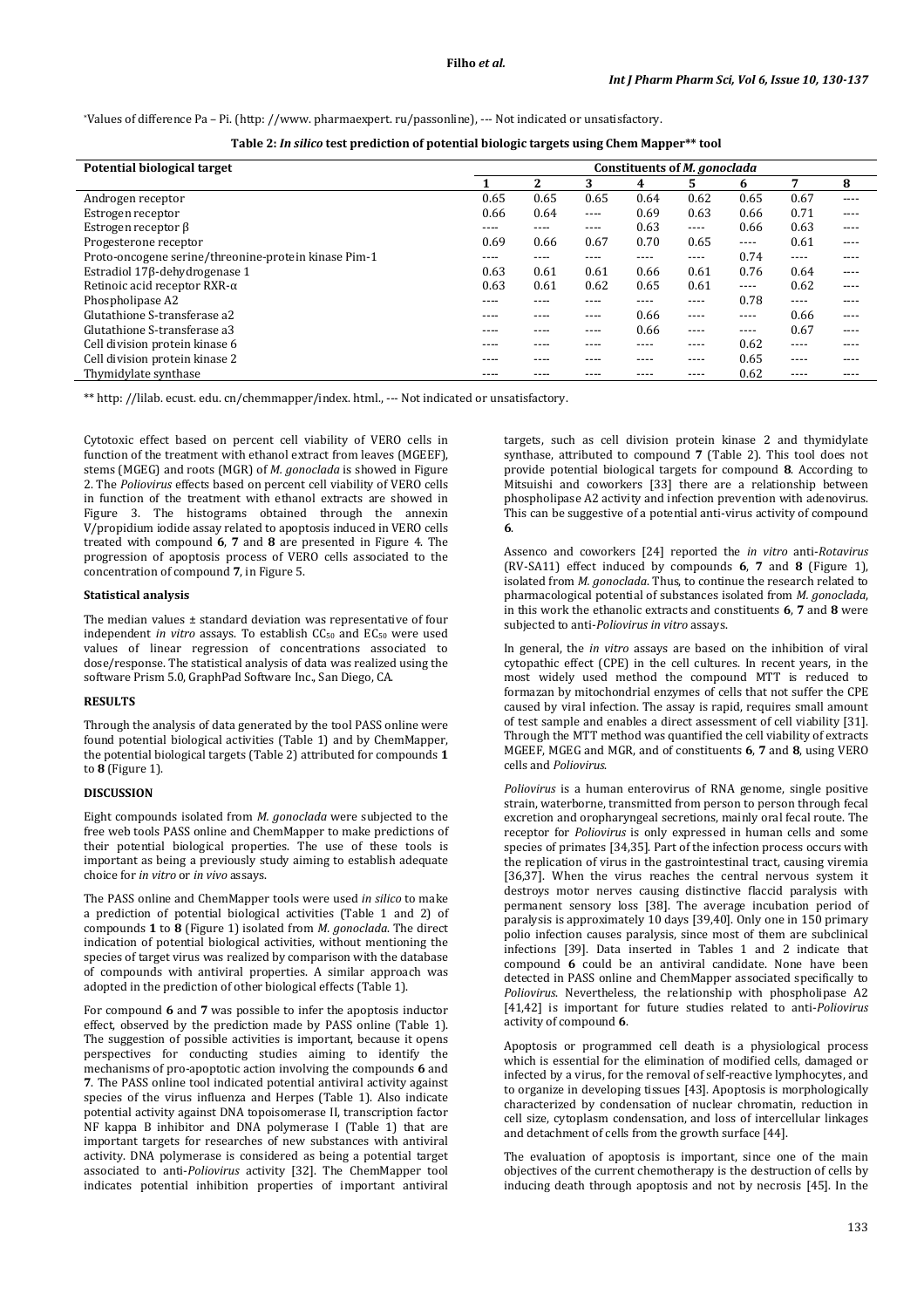*Values of difference Pa – Pi. (http: //www. pharmaexpert. ru/passonline), --- Not indicated or unsatisfactory.

**Table 2: *In silico* test prediction of potential biologic targets using Chem Mapper** tool**

| Potential biological target | Constituents of *M. gonoclada* | | | | | | | |
|---|---|---|---|---|---|---|---|---|
| | 1 | 2 | 3 | 4 | 5 | 6 | 7 | 8 |
| Androgen receptor | 0.65 | 0.65 | 0.65 | 0.64 | 0.62 | 0.65 | 0.67 | ---- |
| Estrogen receptor | 0.66 | 0.64 | ---- | 0.69 | 0.63 | 0.66 | 0.71 | ---- |
| Estrogen receptor β | ---- | ---- | ---- | 0.63 | ---- | 0.66 | 0.63 | ---- |
| Progesterone receptor | 0.69 | 0.66 | 0.67 | 0.70 | 0.65 | ---- | 0.61 | ---- |
| Proto-oncogene serine/threonine-protein kinase Pim-1 | ---- | ---- | ---- | ---- | ---- | 0.74 | ---- | ---- |
| Estradiol 17β-dehydrogenase 1 | 0.63 | 0.61 | 0.61 | 0.66 | 0.61 | 0.76 | 0.64 | ---- |
| Retinoic acid receptor RXR-α | 0.63 | 0.61 | 0.62 | 0.65 | 0.61 | ---- | 0.62 | ---- |
| Phospholipase A2 | ---- | ---- | ---- | ---- | ---- | 0.78 | ---- | ---- |
| Glutathione S-transferase a2 | ---- | ---- | ---- | 0.66 | ---- | ---- | 0.66 | ---- |
| Glutathione S-transferase a3 | ---- | ---- | ---- | 0.66 | ---- | ---- | 0.67 | ---- |
| Cell division protein kinase 6 | ---- | ---- | ---- | ---- | ---- | 0.62 | ---- | ---- |
| Cell division protein kinase 2 | ---- | ---- | ---- | ---- | ---- | 0.65 | ---- | ---- |
| Thymidylate synthase | ---- | ---- | ---- | ---- | ---- | 0.62 | ---- | ---- |

** http: //lilab. ecust. edu. cn/chemmapper/index. html., --- Not indicated or unsatisfactory.

Cytotoxic effect based on percent cell viability of VERO cells in function of the treatment with ethanol extract from leaves (MGEEF), stems (MGEG) and roots (MGR) of *M. gonoclada* is showed in Figure 2. The *Poliovirus* effects based on percent cell viability of VERO cells in function of the treatment with ethanol extracts are showed in Figure 3. The histograms obtained through the annexin V/propidium iodide assay related to apoptosis induced in VERO cells treated with compound **6**, **7** and **8** are presented in Figure 4. The progression of apoptosis process of VERO cells associated to the concentration of compound **7**, in Figure 5.

### Statistical analysis

The median values ± standard deviation was representative of four independent *in vitro* assays. To establish $CC_{50}$ and $EC_{50}$ were used values of linear regression of concentrations associated to dose/response. The statistical analysis of data was realized using the software Prism 5.0, GraphPad Software Inc., San Diego, CA.

## RESULTS

Through the analysis of data generated by the tool PASS online were found potential biological activities (Table 1) and by ChemMapper, the potential biological targets (Table 2) attributed for compounds **1** to **8** (Figure 1).

## DISCUSSION

Eight compounds isolated from *M. gonoclada* were subjected to the free web tools PASS online and ChemMapper to make predictions of their potential biological properties. The use of these tools is important as being a previously study aiming to establish adequate choice for *in vitro* or *in vivo* assays.

The PASS online and ChemMapper tools were used *in silico* to make a prediction of potential biological activities (Table 1 and 2) of compounds **1** to **8** (Figure 1) isolated from *M. gonoclada*. The direct indication of potential biological activities, without mentioning the species of target virus was realized by comparison with the database of compounds with antiviral properties. A similar approach was adopted in the prediction of other biological effects (Table 1).

For compound **6** and **7** was possible to infer the apoptosis inductor effect, observed by the prediction made by PASS online (Table 1). The suggestion of possible activities is important, because it opens perspectives for conducting studies aiming to identify the mechanisms of pro-apoptotic action involving the compounds **6** and **7**. The PASS online tool indicated potential antiviral activity against species of the virus influenza and Herpes (Table 1). Also indicate potential activity against DNA topoisomerase II, transcription factor NF kappa B inhibitor and DNA polymerase I (Table 1) that are important targets for researches of new substances with antiviral activity. DNA polymerase is considered as being a potential target associated to anti-*Poliovirus* activity [32]. The ChemMapper tool indicates potential inhibition properties of important antiviral targets, such as cell division protein kinase 2 and thymidylate synthase, attributed to compound **7** (Table 2). This tool does not provide potential biological targets for compound **8**. According to Mitsuishi and coworkers [33] there are a relationship between phospholipase A2 activity and infection prevention with adenovirus. This can be suggestive of a potential anti-virus activity of compound **6**.

Assenco and coworkers [24] reported the *in vitro* anti-*Rotavirus* (RV-SA11) effect induced by compounds **6**, **7** and **8** (Figure 1), isolated from *M. gonoclada*. Thus, to continue the research related to pharmacological potential of substances isolated from *M. gonoclada*, in this work the ethanolic extracts and constituents **6**, **7** and **8** were subjected to anti-*Poliovirus in vitro* assays.

In general, the *in vitro* assays are based on the inhibition of viral cytopathic effect (CPE) in the cell cultures. In recent years, in the most widely used method the compound MTT is reduced to formazan by mitochondrial enzymes of cells that not suffer the CPE caused by viral infection. The assay is rapid, requires small amount of test sample and enables a direct assessment of cell viability [31]. Through the MTT method was quantified the cell viability of extracts MGEEF, MGEG and MGR, and of constituents **6**, **7** and **8**, using VERO cells and *Poliovirus*.

*Poliovirus* is a human enterovirus of RNA genome, single positive strain, waterborne, transmitted from person to person through fecal excretion and oropharyngeal secretions, mainly oral fecal route. The receptor for *Poliovirus* is only expressed in human cells and some species of primates [34,35]. Part of the infection process occurs with the replication of virus in the gastrointestinal tract, causing viremia [36,37]. When the virus reaches the central nervous system it destroys motor nerves causing distinctive flaccid paralysis with permanent sensory loss [38]. The average incubation period of paralysis is approximately 10 days [39,40]. Only one in 150 primary polio infection causes paralysis, since most of them are subclinical infections [39]. Data inserted in Tables 1 and 2 indicate that compound **6** could be an antiviral candidate. None have been detected in PASS online and ChemMapper associated specifically to *Poliovirus*. Nevertheless, the relationship with phospholipase A2 [41,42] is important for future studies related to anti-*Poliovirus* activity of compound **6**.

Apoptosis or programmed cell death is a physiological process which is essential for the elimination of modified cells, damaged or infected by a virus, for the removal of self-reactive lymphocytes, and to organize in developing tissues [43]. Apoptosis is morphologically characterized by condensation of nuclear chromatin, reduction in cell size, cytoplasm condensation, and loss of intercellular linkages and detachment of cells from the growth surface [44].

The evaluation of apoptosis is important, since one of the main objectives of the current chemotherapy is the destruction of cells by inducing death through apoptosis and not by necrosis [45]. In the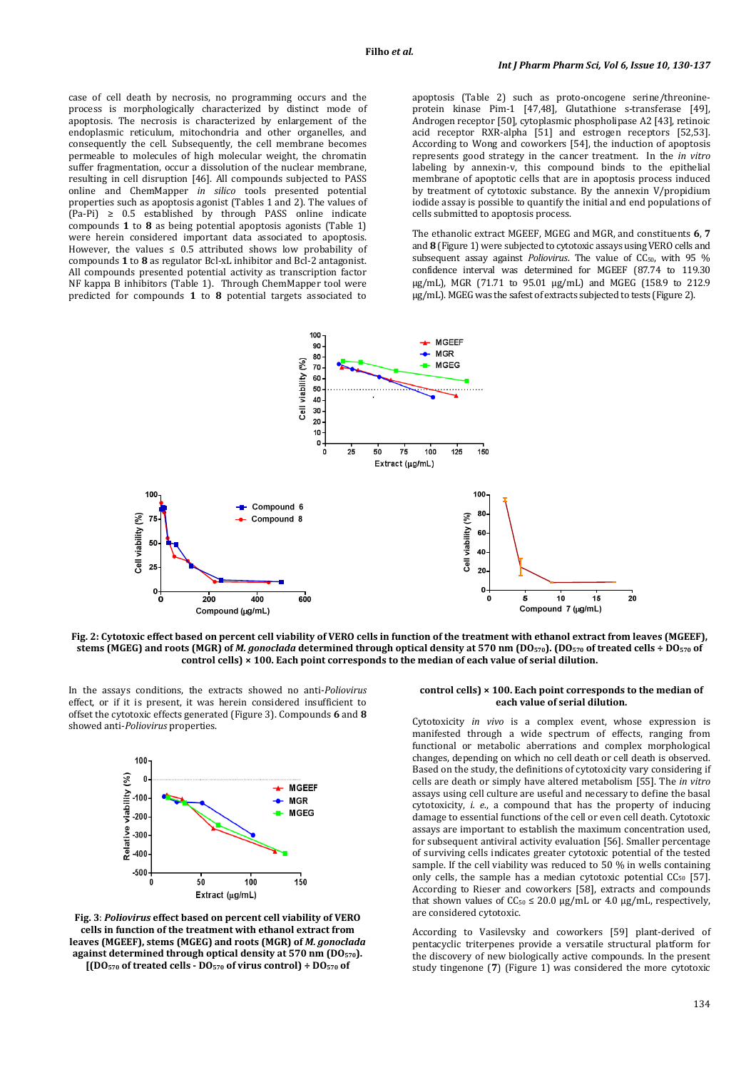case of cell death by necrosis, no programming occurs and the process is morphologically characterized by distinct mode of apoptosis. The necrosis is characterized by enlargement of the endoplasmic reticulum, mitochondria and other organelles, and consequently the cell. Subsequently, the cell membrane becomes permeable to molecules of high molecular weight, the chromatin suffer fragmentation, occur a dissolution of the nuclear membrane, resulting in cell disruption [46]. All compounds subjected to PASS online and ChemMapper *in silico* tools presented potential properties such as apoptosis agonist (Tables 1 and 2). The values of (Pa-Pi) ≥ 0.5 established by through PASS online indicate compounds **1** to **8** as being potential apoptosis agonists (Table 1) were herein considered important data associated to apoptosis. However, the values ≤ 0.5 attributed shows low probability of compounds **1** to **8** as regulator Bcl-xL inhibitor and Bcl-2 antagonist. All compounds presented potential activity as transcription factor NF kappa B inhibitors (Table 1). Through ChemMapper tool were predicted for compounds **1** to **8** potential targets associated to apoptosis (Table 2) such as proto-oncogene serine/threonine-protein kinase Pim-1 [47,48], Glutathione s-transferase [49], Androgen receptor [50], cytoplasmic phospholipase A2 [43], retinoic acid receptor RXR-alpha [51] and estrogen receptors [52,53]. According to Wong and coworkers [54], the induction of apoptosis represents good strategy in the cancer treatment. In the *in vitro* labeling by annexin-v, this compound binds to the epithelial membrane of apoptotic cells that are in apoptosis process induced by treatment of cytotoxic substance. By the annexin V/propidium iodide assay is possible to quantify the initial and end populations of cells submitted to apoptosis process.

The ethanolic extract MGEEF, MGEG and MGR, and constituents **6**, **7** and **8** (Figure 1) were subjected to cytotoxic assays using VERO cells and subsequent assay against *Poliovirus*. The value of $CC_{50}$, with 95 % confidence interval was determined for MGEEF (87.74 to 119.30 µg/mL), MGR (71.71 to 95.01 µg/mL) and MGEG (158.9 to 212.9 µg/mL). MGEG was the safest of extracts subjected to tests (Figure 2).

**Fig. 2: Cytotoxic effect based on percent cell viability of VERO cells in function of the treatment with ethanol extract from leaves (MGEEF), stems (MGEG) and roots (MGR) of *M. gonoclada* determined through optical density at 570 nm ($DO_{570}$). ($DO_{570}$ of treated cells ÷ $DO_{570}$ of control cells) × 100. Each point corresponds to the median of each value of serial dilution.**

In the assays conditions, the extracts showed no anti-*Poliovirus* effect, or if it is present, it was herein considered insufficient to offset the cytotoxic effects generated (Figure 3). Compounds **6** and **8** showed anti-*Poliovirus* properties.

**Fig. 3: *Poliovirus* effect based on percent cell viability of VERO cells in function of the treatment with ethanol extract from leaves (MGEEF), stems (MGEG) and roots (MGR) of *M. gonoclada* against determined through optical density at 570 nm ($DO_{570}$). [($DO_{570}$ of treated cells - $DO_{570}$ of virus control) ÷ $DO_{570}$ of control cells) × 100. Each point corresponds to the median of each value of serial dilution.**

Cytotoxicity *in vivo* is a complex event, whose expression is manifested through a wide spectrum of effects, ranging from functional or metabolic aberrations and complex morphological changes, depending on which no cell death or cell death is observed. Based on the study, the definitions of cytotoxicity vary considering if cells are death or simply have altered metabolism [55]. The *in vitro* assays using cell culture are useful and necessary to define the basal cytotoxicity, *i. e.*, a compound that has the property of inducing damage to essential functions of the cell or even cell death. Cytotoxic assays are important to establish the maximum concentration used, for subsequent antiviral activity evaluation [56]. Smaller percentage of surviving cells indicates greater cytotoxic potential of the tested sample. If the cell viability was reduced to 50 % in wells containing only cells, the sample has a median cytotoxic potential $CC_{50}$ [57]. According to Rieser and coworkers [58], extracts and compounds that shown values of $CC_{50}$ ≤ 20.0 µg/mL or 4.0 µg/mL, respectively, are considered cytotoxic.

According to Vasilevsky and coworkers [59] plant-derived of pentacyclic triterpenes provide a versatile structural platform for the discovery of new biologically active compounds. In the present study tingenone (**7**) (Figure 1) was considered the more cytotoxic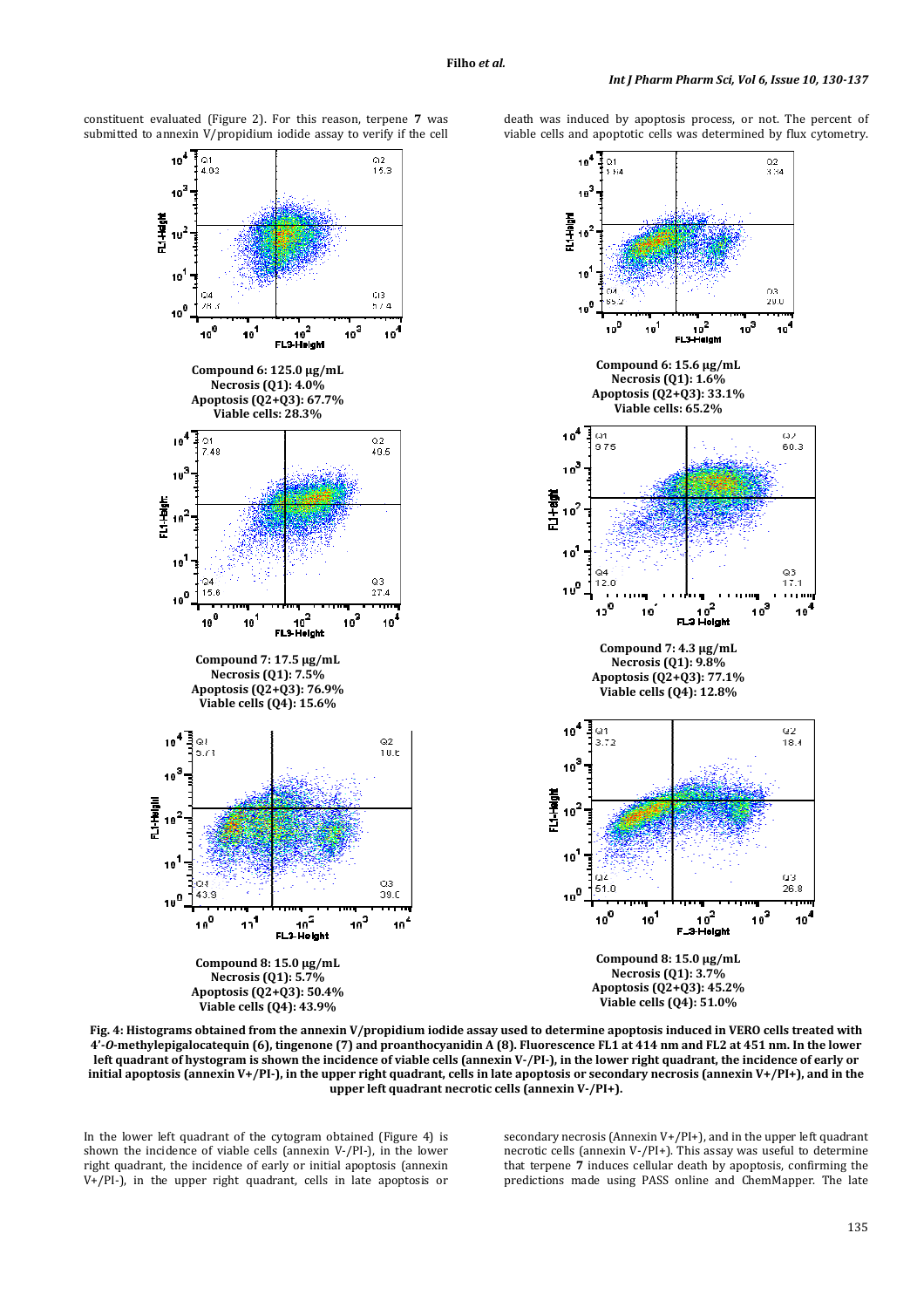constituent evaluated (Figure 2). For this reason, terpene **7** was submitted to annexin V/propidium iodide assay to verify if the cell death was induced by apoptosis process, or not. The percent of viable cells and apoptotic cells was determined by flux cytometry.

**Compound 6: 125.0 µg/mL**
**Necrosis (Q1): 4.0%**
**Apoptosis (Q2+Q3): 67.7%**
**Viable cells: 28.3%**

**Compound 6: 15.6 µg/mL**
**Necrosis (Q1): 1.6%**
**Apoptosis (Q2+Q3): 33.1%**
**Viable cells: 65.2%**

**Compound 7: 17.5 µg/mL**
**Necrosis (Q1): 7.5%**
**Apoptosis (Q2+Q3): 76.9%**
**Viable cells (Q4): 15.6%**

**Compound 7: 4.3 µg/mL**
**Necrosis (Q1): 9.8%**
**Apoptosis (Q2+Q3): 77.1%**
**Viable cells (Q4): 12.8%**

**Compound 8: 15.0 µg/mL**
**Necrosis (Q1): 5.7%**
**Apoptosis (Q2+Q3): 50.4%**
**Viable cells (Q4): 43.9%**

**Compound 8: 15.0 µg/mL**
**Necrosis (Q1): 3.7%**
**Apoptosis (Q2+Q3): 45.2%**
**Viable cells (Q4): 51.0%**

**Fig. 4: Histograms obtained from the annexin V/propidium iodide assay used to determine apoptosis induced in VERO cells treated with 4'-*O*-methylepigalocatequin (6), tingenone (7) and proanthocyanidin A (8). Fluorescence FL1 at 414 nm and FL2 at 451 nm. In the lower left quadrant of hystogram is shown the incidence of viable cells (annexin V-/PI-), in the lower right quadrant, the incidence of early or initial apoptosis (annexin V+/PI-), in the upper right quadrant, cells in late apoptosis or secondary necrosis (annexin V+/PI+), and in the upper left quadrant necrotic cells (annexin V-/PI+).**

In the lower left quadrant of the cytogram obtained (Figure 4) is shown the incidence of viable cells (annexin V-/PI-), in the lower right quadrant, the incidence of early or initial apoptosis (annexin V+/PI-), in the upper right quadrant, cells in late apoptosis or secondary necrosis (Annexin V+/PI+), and in the upper left quadrant necrotic cells (annexin V-/PI+). This assay was useful to determine that terpene **7** induces cellular death by apoptosis, confirming the predictions made using PASS online and ChemMapper. The late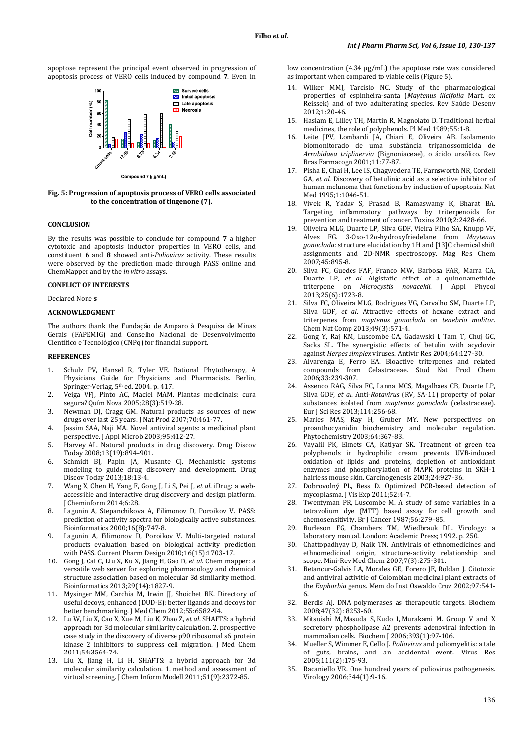apoptose represent the principal event observed in progression of apoptosis process of VERO cells induced by compound **7**. Even in low concentration (4.34 µg/mL) the apoptose rate was considered as important when compared to viable cells (Figure 5).

**Fig. 5: Progression of apoptosis process of VERO cells associated to the concentration of tingenone (7).**

### CONCLUSION

By the results was possible to conclude for compound **7** a higher cytotoxic and apoptosis inductor properties in VERO cells, and constituent **6** and **8** showed anti-*Poliovirus* activity. These results were observed by the prediction made through PASS online and ChemMapper and by the *in vitro* assays.

### CONFLICT OF INTERESTS

Declared None **s**

### ACKNOWLEDGMENT

The authors thank the Fundação de Amparo à Pesquisa de Minas Gerais (FAPEMIG) and Conselho Nacional de Desenvolvimento Científico e Tecnológico (CNPq) for financial support.

### REFERENCES

1. Schulz PV, Hansel R, Tyler VE. Rational Phytotherapy, A Physicians Guide for Physicians and Pharmacists. Berlin, Springer-Verlag, 5th ed. 2004. p. 417.
2. Veiga VFJ, Pinto AC, Maciel MAM. Plantas medicinais: cura segura? Quím Nova 2005;28(3):519-28.
3. Newman DJ, Cragg GM. Natural products as sources of new drugs over last 25 years. J Nat Prod 2007;70:461-77.
4. Jassim SAA, Naji MA. Novel antiviral agents: a medicinal plant perspective. J Appl Microb 2003;95:412-27.
5. Harvey AL. Natural products in drug discovery. Drug Discov Today 2008;13(19):894–901.
6. Schmidt BJ, Papin JA, Musante CJ. Mechanistic systems modeling to guide drug discovery and development. Drug Discov Today 2013;18:13-4.
7. Wang X, Chen H, Yang F, Gong J, Li S, Pei J, *et al*. iDrug: a web-accessible and interactive drug discovery and design platform. J Cheminform 2014;6:28.
8. Lagunin A, Stepanchikova A, Filimonov D, Poroikov V. PASS: prediction of activity spectra for biologically active substances. Bioinformatics 2000;16(8):747-8.
9. Lagunin A, Filimonov D, Poroikov V. Multi-targeted natural products evaluation based on biological activity prediction with PASS. Current Pharm Design 2010;16(15):1703-17.
10. Gong J, Cai C, Liu X, Ku X, Jiang H, Gao D, *et al*. Chem mapper: a versatile web server for exploring pharmacology and chemical structure association based on molecular 3d similarity method. Bioinformatics 2013;29(14):1827-9.
11. Mysinger MM, Carchia M, Irwin JJ, Shoichet BK. Directory of useful decoys, enhanced (DUD-E): better ligands and decoys for better benchmarking. J Med Chem 2012;55:6582-94.
12. Lu W, Liu X, Cao X, Xue M, Liu K, Zhao Z, *et al*. SHAFTS: a hybrid approach for 3d molecular similarity calculation. 2. prospective case study in the discovery of diverse p90 ribosomal s6 protein kinase 2 inhibitors to suppress cell migration. J Med Chem 2011;54:3564-74.
13. Liu X, Jiang H, Li H. SHAFTS: a hybrid approach for 3d molecular similarity calculation. 1. method and assessment of virtual screening. J Chem Inform Modell 2011;51(9):2372-85.
14. Wilker MMJ, Tarcísio NC. Study of the pharmacological properties of espinheira-santa (*Maytenus ilicifolia* Mart. ex Reissek) and of two adulterating species. Rev Saúde Desenv 2012;1:20-46.
15. Haslam E, Lilley TH, Martin R, Magnolato D. Traditional herbal medicines, the role of polyphenols. Pl Med 1989;55:1-8.
16. Leite JPV, Lombardi JA, Chiari E, Oliveira AB. Isolamento biomonitorado de uma substância tripanossomicida de *Arrabidaea triplinervia* (Bignoniaceae), o ácido ursólico. Rev Bras Farmacogn 2001;11:77-87.
17. Pisha E, Chai H, Lee IS, Chagwedera TE, Farnsworth NR, Cordell GA, *et al*. Discovery of betulinic acid as a selective inhibitor of human melanoma that functions by induction of apoptosis. Nat Med 1995;1:1046-51.
18. Vivek R, Yadav S, Prasad B, Ramaswamy K, Bharat BA. Targeting inflammatory pathways by triterpenoids for prevention and treatment of cancer. Toxins 2010;2:2428-66.
19. Oliveira MLG, Duarte LP, Silva GDF, Vieira Filho SA, Knupp VF, Alves FG. 3-Oxo-12α-hydroxyfriedelane from *Maytenus gonoclada*: structure elucidation by 1H and [13]C chemical shift assignments and 2D-NMR spectroscopy. Mag Res Chem 2007;45:895-8.
20. Silva FC, Guedes FAF, Franco MW, Barbosa FAR, Marra CA, Duarte LP, *et al*. Algistatic effect of a quinonamethide triterpene on *Microcystis novacekii*. J Appl Phycol 2013;25(6):1723-8.
21. Silva FC, Oliveira MLG, Rodrigues VG, Carvalho SM, Duarte LP, Silva GDF, *et al*. Attractive effects of hexane extract and triterpenes from *maytenus gonoclada* on *tenebrio molitor*. Chem Nat Comp 2013;49(3):571-4.
22. Gong Y, Raj KM, Luscombe CA, Gadawski I, Tam T, Chuj GC, Sacks SL. The synergistic effects of betulin with acyclovir against *Herpes simplex* viruses. Antivir Res 2004;64:127-30.
23. Alvarenga E, Ferro EA. Bioactive triterpenes and related compounds from Celastraceae. Stud Nat Prod Chem 2006;33:239-307.
24. Assenco RAG, Silva FC, Lanna MCS, Magalhaes CB, Duarte LP, Silva GDF, *et al*. Anti-*Rotavirus* (RV, SA-11) property of polar substances isolated from *maytenus gonoclada* (celastraceae). Eur J Sci Res 2013;114:256-68.
25. Marles MAS, Ray H, Gruber MY. New perspectives on proanthocyanidin biochemistry and molecular regulation. Phytochemistry 2003;64:367-83.
26. Vayalil PK, Elmets CA, Katiyar SK. Treatment of green tea polyphenols in hydrophilic cream prevents UVB-induced oxidation of lipids and proteins, depletion of antioxidant enzymes and phosphorylation of MAPK proteins in SKH-1 hairless mouse skin. Carcinogenesis 2003;24:927-36.
27. Dobrovolný PL, Bess D. Optimized PCR-based detection of mycoplasma. J Vis Exp 2011;52:4-7.
28. Twentyman PR, Luscombe M. A study of some variables in a tetrazolium dye (MTT) based assay for cell growth and chemosensitivity. Br J Cancer 1987;56:279–85.
29. Burleson FG, Chambers TM, Wiedbrauk DL. Virology: a laboratory manual. London: Academic Press; 1992. p. 250.
30. Chattopadhyay D, Naik TN. Antivirals of ethnomedicines and ethnomedicinal origin, structure-activity relationship and scope. Mini-Rev Med Chem 2007;7(3):275-301.
31. Betancur-Galvis LA, Morales GE, Forero JE, Roldan J. Citotoxic and antiviral activitie of Colombian medicinal plant extracts of the *Euphorbia* genus. Mem do Inst Oswaldo Cruz 2002;97:541-6.
32. Berdis AJ. DNA polymerases as therapeutic targets. Biochem 2008;47(32): 8253-60.
33. Mitsuishi M, Masuda S, Kudo I, Murakami M. Group V and X secretory phospholipase A2 prevents adenoviral infection in mammalian cells. Biochem J 2006;393(1):97-106.
34. Mueller S, Wimmer E, Cello J. *Poliovirus* and poliomyelitis: a tale of guts, brains, and an accidental event. Virus Res 2005;111(2):175-93.
35. Racaniello VR. One hundred years of poliovirus pathogenesis. Virology 2006;344(1):9-16.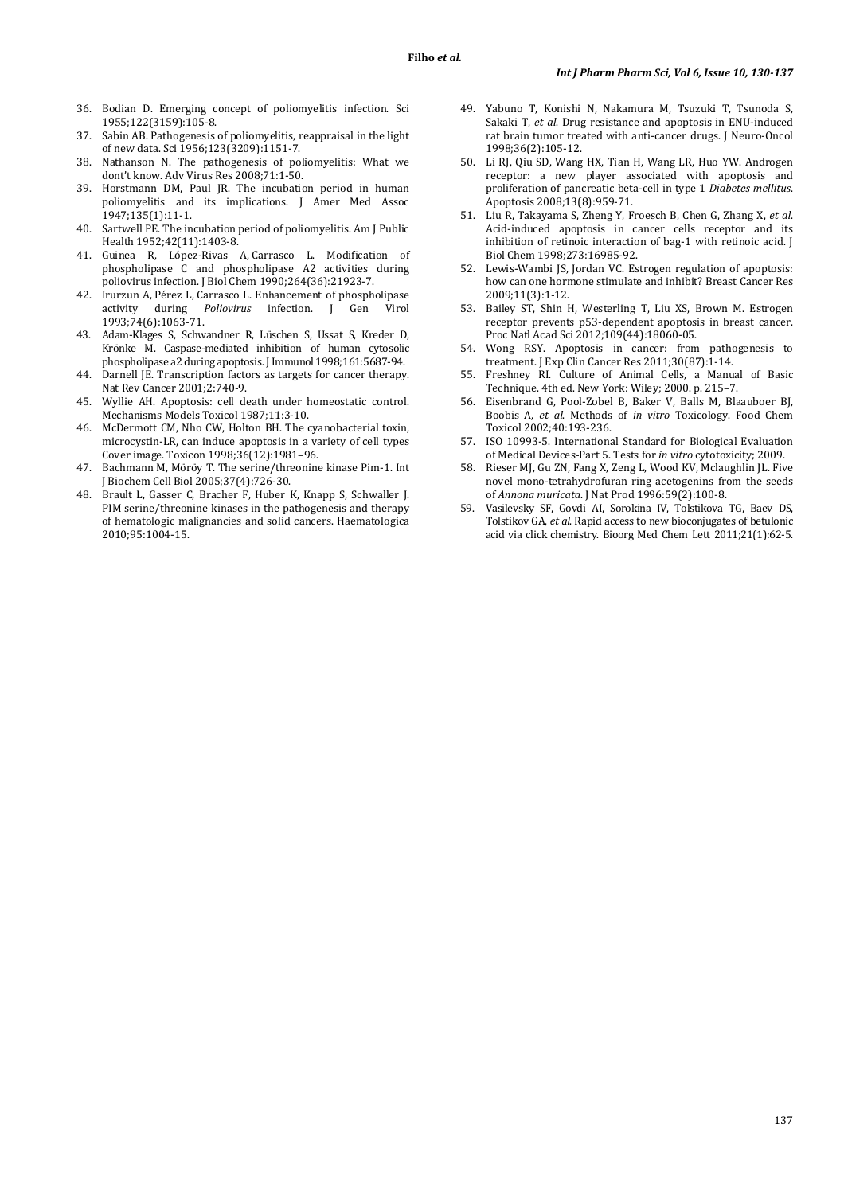36. Bodian D. Emerging concept of poliomyelitis infection. Sci 1955;122(3159):105-8.
37. Sabin AB. Pathogenesis of poliomyelitis, reappraisal in the light of new data. Sci 1956;123(3209):1151-7.
38. Nathanson N. The pathogenesis of poliomyelitis: What we dont't know. Adv Virus Res 2008;71:1-50.
39. Horstmann DM, Paul JR. The incubation period in human poliomyelitis and its implications. J Amer Med Assoc 1947;135(1):11-1.
40. Sartwell PE. The incubation period of poliomyelitis. Am J Public Health 1952;42(11):1403-8.
41. Guinea R, López-Rivas A, Carrasco L. Modification of phospholipase C and phospholipase A2 activities during poliovirus infection. J Biol Chem 1990;264(36):21923-7.
42. Irurzun A, Pérez L, Carrasco L. Enhancement of phospholipase activity during *Poliovirus* infection. J Gen Virol 1993;74(6):1063-71.
43. Adam-Klages S, Schwandner R, Lüschen S, Ussat S, Kreder D, Krönke M. Caspase-mediated inhibition of human cytosolic phospholipase a2 during apoptosis. J Immunol 1998;161:5687-94.
44. Darnell JE. Transcription factors as targets for cancer therapy. Nat Rev Cancer 2001;2:740-9.
45. Wyllie AH. Apoptosis: cell death under homeostatic control. Mechanisms Models Toxicol 1987;11:3-10.
46. McDermott CM, Nho CW, Holton BH. The cyanobacterial toxin, microcystin-LR, can induce apoptosis in a variety of cell types Cover image. Toxicon 1998;36(12):1981–96.
47. Bachmann M, Möröy T. The serine/threonine kinase Pim-1. Int J Biochem Cell Biol 2005;37(4):726-30.
48. Brault L, Gasser C, Bracher F, Huber K, Knapp S, Schwaller J. PIM serine/threonine kinases in the pathogenesis and therapy of hematologic malignancies and solid cancers. Haematologica 2010;95:1004-15.
49. Yabuno T, Konishi N, Nakamura M, Tsuzuki T, Tsunoda S, Sakaki T, *et al*. Drug resistance and apoptosis in ENU-induced rat brain tumor treated with anti-cancer drugs. J Neuro-Oncol 1998;36(2):105-12.
50. Li RJ, Qiu SD, Wang HX, Tian H, Wang LR, Huo YW. Androgen receptor: a new player associated with apoptosis and proliferation of pancreatic beta-cell in type 1 *Diabetes mellitus*. Apoptosis 2008;13(8):959-71.
51. Liu R, Takayama S, Zheng Y, Froesch B, Chen G, Zhang X, *et al*. Acid-induced apoptosis in cancer cells receptor and its inhibition of retinoic interaction of bag-1 with retinoic acid. J Biol Chem 1998;273:16985-92.
52. Lewis-Wambi JS, Jordan VC. Estrogen regulation of apoptosis: how can one hormone stimulate and inhibit? Breast Cancer Res 2009;11(3):1-12.
53. Bailey ST, Shin H, Westerling T, Liu XS, Brown M. Estrogen receptor prevents p53-dependent apoptosis in breast cancer. Proc Natl Acad Sci 2012;109(44):18060-05.
54. Wong RSY. Apoptosis in cancer: from pathogenesis to treatment. J Exp Clin Cancer Res 2011;30(87):1-14.
55. Freshney RI. Culture of Animal Cells, a Manual of Basic Technique. 4th ed. New York: Wiley; 2000. p. 215–7.
56. Eisenbrand G, Pool-Zobel B, Baker V, Balls M, Blaauboer BJ, Boobis A, *et al*. Methods of *in vitro* Toxicology. Food Chem Toxicol 2002;40:193-236.
57. ISO 10993-5. International Standard for Biological Evaluation of Medical Devices-Part 5. Tests for *in vitro* cytotoxicity; 2009.
58. Rieser MJ, Gu ZN, Fang X, Zeng L, Wood KV, Mclaughlin JL. Five novel mono-tetrahydrofuran ring acetogenins from the seeds of *Annona muricata*. J Nat Prod 1996:59(2):100-8.
59. Vasilevsky SF, Govdi AI, Sorokina IV, Tolstikova TG, Baev DS, Tolstikov GA, *et al*. Rapid access to new bioconjugates of betulonic acid via click chemistry. Bioorg Med Chem Lett 2011;21(1):62-5.